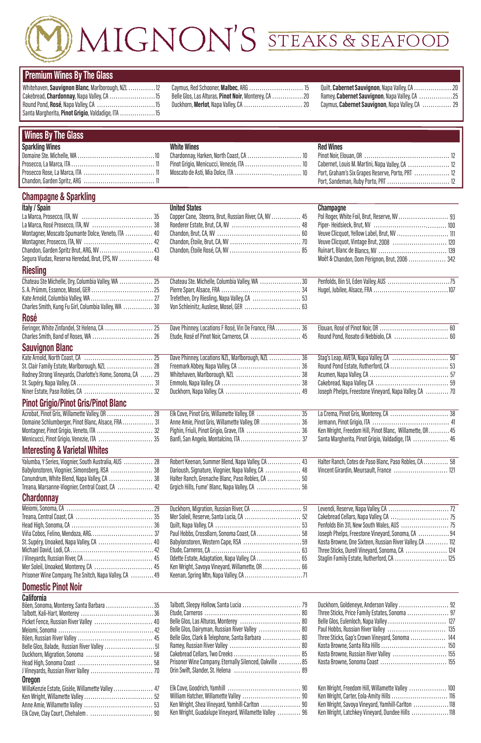# MIGNON'S STEAKS & SEAFOOD

## Premium Wines By The Glass

- Whitehaven, **Sauvignon Blanc**, Marlborough, NZL ............ 12
- Cakebread, **Chardonnay**, Napa Valley, CA ............ 15
- Round Pond, **Rosé**, Napa Valley, CA ............ 15
- Santa Margherita, **Pinot Grigio**, Valdadige, ITA ............ 15
- Caymus, Red Schooner, **Malbec**, ARG ............ 15
- Belle Glos, Las Alturas, **Pinot Noir**, Monterey, CA ............ 20
- Duckhorn, **Merlot**, Napa Valley, CA ............ 20
- Quilt, **Cabernet Sauvignon**, Napa Valley, CA ............ 20
- Ramey, **Cabernet Sauvignon**, Napa Valley, CA ............ 25
- Caymus, **Cabernet Sauvignon**, Napa Valley, CA ............ 29

## Wines By The Glass

### Sparkling Wines

- Domaine Ste. Michelle, WA ............ 10
- Prosecco, La Marca, ITA ............ 11
- Prosecco Rose, La Marca, ITA ............ 11
- Chandon, Garden Spritz, ARG ............ 11

### White Wines

- Chardonnay, Harken, North Coast, CA ............ 10
- Pinot Grigio, Menicucci, Venezie, ITA ............ 10
- Moscato de Asti, Mia Dolce, ITA ............ 10

### Red Wines

- Pinot Noir, Elouan, OR ............ 12
- Cabernet, Louis M. Martini, Napa Valley, CA ............ 12
- Port, Graham's Six Grapes Reserve, Porto, PRT ............ 12
- Port, Sandeman, Ruby Porto, PRT ............ 12

## Champagne & Sparkling

### Italy / Spain

- La Marca, Prosecco, ITA, NV ............ 35
- La Marca, Rosé Prosecco, ITA, NV ............ 38
- Montagner, Moscato Spumante Dolce, Veneto, ITA ............ 40
- Montagner, Prosecco, ITA, NV ............ 42
- Chandon, Garden Spritz, ARG, NV ............ 43
- Segura Viudas, Reserva Heredad, Brut, EPS, NV ............ 48

### United States

- Copper Cane, Steorra, Brut, Russian River, CA, NV ............ 45
- Roederer Estate, Brut, CA, NV ............ 48
- Chandon, Brut, CA, NV ............ 60
- Chandon, Étoile, Brut, CA, NV ............ 70
- Chandon, Étoile Rosé, CA, NV ............ 85

### Champagne

- Pol Roger, White Foil, Brut, Reserve, NV ............ 93
- Piper- Heidsieck, Brut, NV ............ 100
- Veuve Clicquot, Yellow Label, Brut, NV ............ 111
- Veuve Clicquot, Vintage Brut, 2008 ............ 120
- Ruinart, Blanc de Blancs, NV ............ 139
- Moët & Chandon, Dom Pérignon, Brut, 2006 ............ 342

## Riesling

- Chateau Ste Michelle, Dry, Columbia Valley, WA ............ 25
- S. A. Prümm, Essence, Mosel, GER ............ 25
- Kate Arnold, Columbia Valley, WA ............ 27
- Charles Smith, Kung Fu Girl, Columbia Valley, WA ............ 30
- Chateau Ste. Michelle, Columbia Valley, WA ............ 30
- Pierre Sparr, Alsace, FRA ............ 34
- Trefethen, Dry Riesling, Napa Valley, CA ............ 53
- Von Schleinitz, Auslese, Mosel, GER ............ 63
- Penfolds, Bin 51, Eden Valley, AUS ............ 75
- Hugel, Jubilee, Alsace, FRA ............ 107

## Rosé

- Beringer, White Zinfandel, St Helena, CA ............ 25
- Charles Smith, Band of Roses, WA ............ 26
- Dave Phinney, Locations F Rosé, Vin De France, FRA ............ 36
- Etude, Rosé of Pinot Noir, Carneros, CA ............ 45
- Elouan, Rosé of Pinot Noir, OR ............ 60
- Round Pond, Rosato di Nebbiolo, CA ............ 60

## Sauvignon Blanc

- Kate Arnold, North Coast, CA ............ 25
- St. Clair Family Estate, Marlborough, NZL ............ 28
- Rodney Strong Vineyards, Charlotte's Home, Sonoma, CA ............ 29
- St. Supéry, Napa Valley, CA ............ 31
- Niner Estate, Paso Robles, CA ............ 32
- Dave Phinney, Locations NZL, Marlborough, NZL ............ 36
- Freemark Abbey, Napa Valley, CA ............ 36
- Whitehaven, Marlborough, NZL ............ 38
- Emmolo, Napa Valley, CA ............ 38
- Duckhorn, Napa Valley, CA ............ 49
- Stag's Leap, AVETA, Napa Valley, CA ............ 50
- Round Pond Estate, Rutherford, CA ............ 53
- Acumen, Napa Valley, CA ............ 57
- Cakebread, Napa Valley, CA ............ 59
- Joseph Phelps, Freestone Vineyard, Napa Valley, CA ............ 70

## Pinot Grigio/Pinot Gris/Pinot Blanc

- Acrobat, Pinot Gris, Willamette Valley, OR ............ 28
- Domaine Schlumberger, Pinot Blanc, Alsace, FRA ............ 31
- Montagner, Pinot Grigio, Veneto, ITA ............ 32
- Menicucci, Pinot Grigio, Venezie, ITA ............ 35
- Elk Cove, Pinot Gris, Willamette Valley, OR ............ 35
- Anne Amie, Pinot Gris, Willamette Valley, OR ............ 36
- Pighin, Friuli, Pinot Grigio, Grave, ITA ............ 36
- Banfi, San Angelo, Montalcino, ITA ............ 37
- La Crema, Pinot Gris, Monterey, CA ............ 38
- Jermann, Pinot Grigio, ITA ............ 41
- Ken Wright, Freedom Hill, Pinot Blanc, Willamette, OR ............ 45
- Santa Margherita, Pinot Grigio, Valdadige, ITA ............ 46

## Interesting & Varietal Whites

- Yalumba, Y Series, Viognier, South Australia, AUS ............ 28
- Babylonstoren, Viognier, Simonsberg, RSA ............ 38
- Conundrum, White Blend, Napa Valley, CA ............ 38
- Treana, Marsanne-Viognier, Central Coast, CA ............ 42
- Robert Keenan, Summer Blend, Napa Valley, CA ............ 43
- Darioush, Signature, Viognier, Napa Valley, CA ............ 48
- Halter Ranch, Grenache Blanc, Paso Robles, CA ............ 50
- Grgich Hills, Fume' Blanc, Napa Valley, CA ............ 56
- Halter Ranch, Cotes de Paso Blanc, Paso Robles, CA ............ 58
- Vincent Girardin, Meursault, France ............ 121

## Chardonnay

- Meiomi, Sonoma, CA ............ 29
- Treana, Central Coast, CA ............ 35
- Head High, Sonoma, CA ............ 36
- Viña Cobos, Felino, Mendoza, ARG ............ 37
- St. Supéry, Unoaked, Napa Valley, CA ............ 40
- Michael David, Lodi, CA ............ 42
- J Vineyards, Russian River, CA ............ 45
- Mer Soleil, Unoaked, Monterey, CA ............ 45
- Prisoner Wine Company, The Snitch, Napa Valley, CA ............ 49
- Duckhorn, Migration, Russian River, CA ............ 51
- Mer Soleil, Reserve, Santa Lucia, CA ............ 52
- Quilt, Napa Valley, CA ............ 53
- Paul Hobbs, CrossBarn, Sonoma Coast, CA ............ 58
- Babylonstoren, Western Cape, RSA ............ 59
- Etude, Carneros, CA ............ 63
- Odette Estate, Adaptation, Napa Valley, CA ............ 65
- Ken Wright, Savoya Vineyard, Willamette, OR ............ 66
- Keenan, Spring Mtn, Napa Valley, CA ............ 71
- Levendi, Reserve, Napa Valley, CA ............ 72
- Cakebread Cellars, Napa Valley, CA ............ 75
- Penfolds Bin 311, New South Wales, AUS ............ 75
- Joseph Phelps, Freestone Vineyard, Sonoma, CA ............ 94
- Kosta Browne, One Sixteen, Russian River Valley, CA ............ 112
- Three Sticks, Durell Vineyard, Sonoma, CA ............ 124
- Staglin Family Estate, Rutherford, CA ............ 125

## Domestic Pinot Noir

### California

- Böen, Sonoma, Monterey, Santa Barbara ............ 35
- Talbott, Kali-Hart, Monterey ............ 36
- Picket Fence, Russian River Valley ............ 40
- Meiomi, Sonoma ............ 42
- Böen, Russian River Valley ............ 45
- Belle Glos, Balade, Russian River Valley ............ 51
- Duckhorn, Migration, Sonoma ............ 58
- Head High, Sonoma Coast ............ 58
- J Vineyards, Russian River Valley ............ 70
- Talbott, Sleepy Hollow, Santa Lucia ............ 79
- Etude, Carneros ............ 80
- Belle Glos, Las Alturas, Monterey ............ 80
- Belle Glos, Dairyman, Russian River Valley ............ 80
- Belle Glos, Clark & Telephone, Santa Barbara ............ 80
- Ramey, Russian River Valley ............ 80
- Cakebread Cellars, Two Creeks ............ 85
- Prisoner Wine Company, Eternally Silenced, Oakville ............ 85
- Orin Swift, Slander, St. Helena ............ 89
- Duckhorn, Goldeneye, Anderson Valley ............ 92
- Three Sticks, Price Family Estates, Sonoma ............ 97
- Belle Glos, Eulenloch, Napa Valley ............ 127
- Paul Hobbs, Russian River Valley ............ 135
- Three Sticks, Gap's Crown Vineyard, Sonoma ............ 144
- Kosta Browne, Santa Rita Hills ............ 150
- Kosta Browne, Russian River Valley ............ 155
- Kosta Browne, Sonoma Coast ............ 155

### Oregon

- WillaKenzie Estate, Gisèle, Willamette Valley ............ 47
- Ken Wright, Willamette Valley ............ 52
- Anne Amie, Willamette Valley ............ 53
- Elk Cove, Clay Court, Chehalem ............ 90
- Elk Cove, Goodrich, Yamhill ............ 90
- William Hatcher, Willamette Valley ............ 90
- Ken Wright, Shea Vineyard, Yamhill-Carlton ............ 90
- Ken Wright, Guadalupe Vineyard, Willamette Valley ............ 96
- Ken Wright, Freedom Hill, Willamette Valley ............ 100
- Ken Wright, Carter, Eola-Amity Hills ............ 116
- Ken Wright, Savoya Vineyard, Yamhill-Carlton ............ 118
- Ken Wright, Latchkey Vineyard, Dundee Hills ............ 118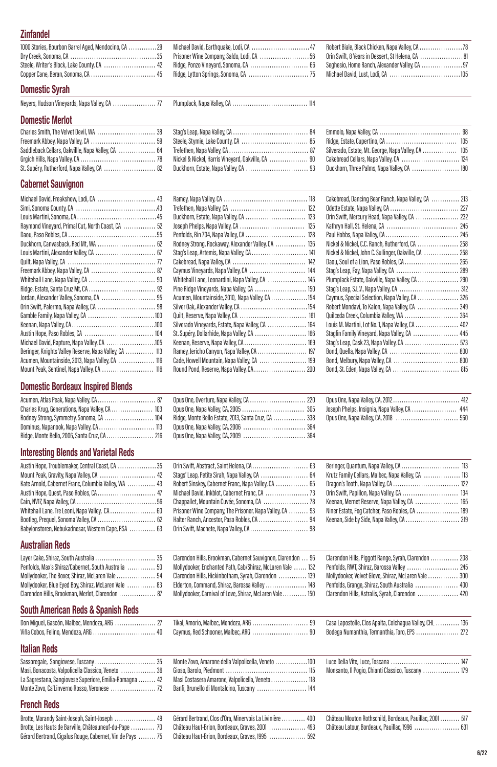## Zinfandel

1000 Stories, Bourbon Barrel Aged, Mendocino, CA ............ 29
Dry Creek, Sonoma, CA ............ 35
Steele, Writer's Block, Lake County, CA ............ 42
Copper Cane, Beran, Sonoma, CA ............ 45
Michael David, Earthquake, Lodi, CA ............ 47
Prisoner Wine Company, Saldo, Lodi, CA ............ 56
Ridge, Ponzo Vineyard, Sonoma, CA ............ 66
Ridge, Lytton Springs, Sonoma, CA ............ 75
Robert Biale, Black Chicken, Napa Valley, CA ............ 78
Orin Swift, 8 Years in Dessert, St Helena, CA ............ 81
Seghesio, Home Ranch, Alexander Valley, CA ............ 97
Michael David, Lust, Lodi, CA ............ 105

## Domestic Syrah

Neyers, Hudson Vineyards, Napa Valley, CA ............ 77
Plumpjack, Napa Valley, CA ............ 114

## Domestic Merlot

Charles Smith, The Velvet Devil, WA ............ 38
Freemark Abbey, Napa Valley, CA ............ 59
Saddleback Cellars, Oakvillle, Napa Valley, CA ............ 64
Grgich Hills, Napa Valley, CA ............ 78
St. Supéry, Rutherford, Napa Valley, CA ............ 82
Stag's Leap, Napa Valley, CA ............ 84
Steele, Stymie, Lake County, CA ............ 85
Trefethen, Napa Valley, CA ............ 87
Nickel & Nickel, Harris Vineyard, Oakville, CA ............ 90
Duckhorn, Estate, Napa Valley, CA ............ 93
Emmolo, Napa Valley, CA ............ 98
Ridge, Estate, Cupertino, CA ............ 105
Silverado, Estate, Mt. George, Napa Valley, CA ............ 105
Cakebread Cellars, Napa Valley, CA ............ 124
Duckhorn, Three Palms, Napa Valley, CA ............ 180

## Cabernet Sauvignon

Michael David, Freakshow, Lodi, CA ............ 43
Simi, Sonoma County, CA ............ 43
Louis Martini, Sonoma, CA ............ 45
Raymond Vineyard, Primal Cut, North Coast, CA ............ 52
Daou, Paso Robles, CA ............ 55
Duckhorn, Canvasback, Red Mt, WA ............ 62
Louis Martini, Alexander Valley, CA ............ 67
Quilt, Napa Valley, CA ............ 77
Freemark Abbey, Napa Valley, CA ............ 87
Whitehall Lane, Napa Valley, CA ............ 90
Ridge, Estate, Santa Cruz Mt, CA ............ 92
Jordan, Alexander Valley, Sonoma, CA ............ 95
Orin Swift, Palermo, Napa Valley, CA ............ 98
Gamble Family, Napa Valley, CA ............ 100
Keenan, Napa Valley, CA ............ 100
Austin Hope, Paso Robles, CA ............ 104
Michael David, Rapture, Napa Valley, CA ............ 105
Beringer, Knights Valley Reserve, Napa Valley, CA ............ 113
Acumen, Mountainside, 2013, Napa Valley, CA ............ 116
Mount Peak, Sentinel, Napa Valley, CA ............ 116
Ramey, Napa Valley, CA ............ 118
Trefethen, Napa Valley, CA ............ 122
Duckhorn, Estate, Napa Valley, CA ............ 123
Joseph Phelps, Napa Valley, CA ............ 125
Penfolds, Bin 704, Napa Valley, CA ............ 128
Rodney Strong, Rockaway, Alexander Valley, CA ............ 136
Stag's Leap, Artemis, Napa Valley, CA ............ 141
Cakebread, Napa Valley, CA ............ 142
Caymus Vineyards, Napa Valley, CA ............ 144
Whitehall Lane, Leonardini, Napa Valley, CA ............ 145
Pine Ridge Vineyards, Napa Valley, CA ............ 150
Acumen, Mountainside, 2010, Napa Valley, CA ............ 154
Silver Oak, Alexander Valley, CA ............ 154
Quilt, Reserve, Napa Valley, CA ............ 161
Silverado Vineyards, Estate, Napa Valley, CA ............ 164
St. Supéry, Dollarhide, Napa Valley, CA ............ 166
Keenan, Reserve, Napa Valley, CA ............ 169
Ramey, Jericho Canyon, Napa Valley, CA ............ 197
Cade, Howell Mountain, Napa Valley, CA ............ 199
Round Pond, Reserve, Napa Valley, CA ............ 200
Cakebread, Dancing Bear Ranch, Napa Valley, CA ............ 213
Odette Estate, Napa Valley, CA ............ 227
Orin Swift, Mercury Head, Napa Valley, CA ............ 232
Kathryn Hall, St. Helena, CA ............ 245
Paul Hobbs, Napa Valley, CA ............ 245
Nickel & Nickel, C.C. Ranch, Rutherford, CA ............ 258
Nickel & Nickel, John C. Sullinger, Oakville, CA ............ 258
Daou, Soul of a Lion, Paso Robles, CA ............ 265
Stag's Leap, Fay, Napa Valley, CA ............ 289
PlumpJack Estate, Oakville, Napa Valley, CA ............ 290
Stag's Leap, S.L.V., Napa Valley, CA ............ 312
Caymus, Special Selection, Napa Valley, CA ............ 326
Robert Mondavi, To Kalon, Napa Valley, CA ............ 349
Quilceda Creek, Columbia Valley, WA ............ 364
Louis M. Martini, Lot No. 1, Napa Valley, CA ............ 402
Staglin Family Vineyard, Napa Valley, CA ............ 445
Stag's Leap, Cask 23, Napa Valley, CA ............ 573
Bond, Quella, Napa Valley, CA ............ 800
Bond, Melbury, Napa Valley, CA ............ 800
Bond, St. Eden, Napa Valley, CA ............ 815

## Domestic Bordeaux Inspired Blends

Acumen, Atlas Peak, Napa Valley, CA ............ 87
Charles Krug, Generations, Napa Valley, CA ............ 103
Rodney Strong, Symmetry, Sonoma, CA ............ 104
Dominus, Napanook, Napa Valley, CA ............ 113
Ridge, Monte Bello, 2006, Santa Cruz, CA ............ 216
Opus One, Overture, Napa Valley, CA ............ 220
Opus One, Napa Valley, CA, 2005 ............ 305
Ridge, Monte Bello Estate, 2013, Santa Cruz, CA ............ 338
Opus One, Napa Valley, CA, 2006 ............ 364
Opus One, Napa Valley, CA, 2009 ............ 364
Opus One, Napa Valley, CA, 2012 ............ 412
Joseph Phelps, Insignia, Napa Valley, CA ............ 444
Opus One, Napa Valley, CA, 2018 ............ 560

## Interesting Blends and Varietal Reds

Austin Hope, Troublemaker, Central Coast, CA ............ 35
Mount Peak, Gravity, Napa Valley, CA ............ 42
Kate Arnold, Cabernet Franc, Columbia Valley, WA ............ 43
Austin Hope, Quest, Paso Robles, CA ............ 47
Cain, NV17, Napa Valley, CA ............ 56
Whitehall Lane, Tre Leoni, Napa Valley, CA ............ 60
Bootleg, Prequel, Sonoma Valley, CA ............ 62
Babylonstoren, Nebukadnesar, Western Cape, RSA ............ 63
Orin Swift, Abstract, Saint Helena, CA ............ 63
Stags' Leap, Petite Sirah, Napa Valley, CA ............ 64
Robert Sinskey, Cabernet Franc, Napa Valley, CA ............ 65
Michael David, Inkblot, Cabernet Franc, CA ............ 73
Chappallet, Mountain Cuvée, Sonoma, CA ............ 78
Prisoner Wine Company, The Prisoner, Napa Valley, CA ............ 93
Halter Ranch, Ancestor, Paso Robles, CA ............ 94
Orin Swift, Machete, Napa Valley, CA ............ 98
Beringer, Quantum, Napa Valley, CA ............ 113
Krutz Family Cellars, Malbec, Napa Valley, CA ............ 113
Dragon's Tooth, Napa Valley, CA ............ 122
Orin Swift, Papillon, Napa Valley, CA ............ 134
Keenan, Mernet Reserve, Napa Valley, CA ............ 165
Niner Estate, Fog Catcher, Paso Robles, CA ............ 189
Keenan, Side by Side, Napa Valley, CA ............ 219

## Australian Reds

Layer Cake, Shiraz, South Australia ............ 35
Penfolds, Max's Shiraz/Cabernet, South Australia ............ 50
Mollydooker, The Boxer, Shiraz, McLaren Vale ............ 54
Mollydooker, The Blue Eyed Boy, Shiraz, McLaren Vale ............ 83
Clarendon Hills, Brookman, Merlot, Clarendon ............ 87
Clarendon Hills, Brookman, Cabernet Sauvignon, Clarendon ............ 96
Mollydooker, Enchanted Path, Cab/Shiraz, McLaren Vale ............ 132
Clarendon Hills, Hickinbotham, Syrah, Clarendon ............ 139
Elderton, Command, Shiraz, Barossa Valley ............ 148
Mollydooker, Carnival of Love, Shiraz, McLaren Vale ............ 150
Clarendon Hills, Piggott Range, Syrah, Clarendon ............ 208
Penfolds, RWT, Shiraz, Barossa Valley ............ 245
Mollydooker, Velvet Glove, Shiraz, McLaren Vale ............ 300
Penfolds, Grange, Shiraz, South Australia ............ 400
Clarendon Hills, Astralis, Syrah, Clarendon ............ 420

## South American Reds & Spanish Reds

Don Miguel, Gascón, Malbec, Mendoza, ARG ............ 27
Viña Cobos, Felino, Mendoza, ARG ............ 40
Tikal, Amorio, Malbec, Mendoza, ARG ............ 59
Caymus, Red Schooner, Malbec, ARG ............ 90
Casa Lapostolle, Clos Apalta, Colchagua Valley, CHL ............ 136
Bodega Numanthia, Termanthia, Toro, EPS ............ 272

## Italian Reds

Sassoregale, Sangiovese, Tuscany ............ 35
Masi, Bonacosta, Valpolicella Classico, Veneto ............ 36
La Sagrestana, Sangiovese Superiore, Emilia-Romagna ............ 42
Monte Zovo, Ca'Linverno Rosso, Veronese ............ 72
Monte Zovo, Amarone della Valpolicella, Veneto ............ 100
Gioso, Barolo, Piedmont ............ 115
Masi Costasera Amarone, Valpolicella, Veneto ............ 118
Banfi, Brunello di Montalcino, Tuscany ............ 144
Luce Della Vite, Luce, Toscana ............ 147
Monsanto, Il Pogio, Chianti Classico, Tuscany ............ 179

## French Reds

Brotte, Marandy Saint-Joseph, Saint-Joseph ............ 49
Brotte, Les Hauts de Barville, Châteauneuf-du-Pape ............ 70
Gérard Bertrand, Cigalus Rouge, Cabernet, Vin de Pays ............ 75
Gérard Bertrand, Clos d'Ora, Minervois La Livinière ............ 400
Château Haut-Brion, Bordeaux, Graves, 2001 ............ 493
Château Haut-Brion, Bordeaux, Graves, 1995 ............ 592
Château Mouton Rothschild, Bordeaux, Pauillac, 2001 ............ 517
Château Latour, Bordeaux, Pauillac, 1996 ............ 631